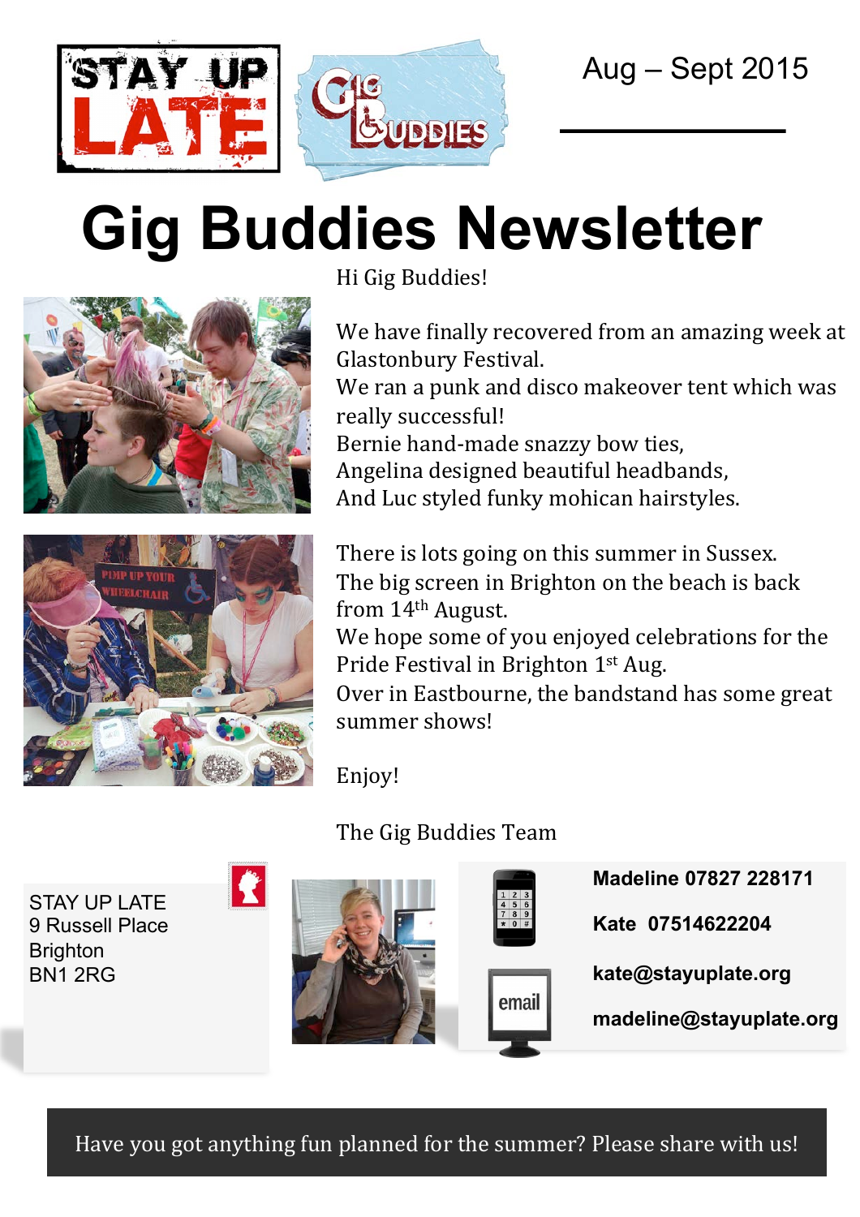STAY UP LATE

GIG BUDDIES

Aug – Sept 2015

# Gig Buddies Newsletter

Hi Gig Buddies!

We have finally recovered from an amazing week at Glastonbury Festival.
We ran a punk and disco makeover tent which was really successful!
Bernie hand-made snazzy bow ties,
Angelina designed beautiful headbands,
And Luc styled funky mohican hairstyles.

There is lots going on this summer in Sussex.
The big screen in Brighton on the beach is back from 14th August.
We hope some of you enjoyed celebrations for the Pride Festival in Brighton 1st Aug.
Over in Eastbourne, the bandstand has some great summer shows!

Enjoy!

The Gig Buddies Team

STAY UP LATE
9 Russell Place
Brighton
BN1 2RG

**Madeline 07827 228171**

**Kate 07514622204**

**kate@stayuplate.org**

**madeline@stayuplate.org**

Have you got anything fun planned for the summer? Please share with us!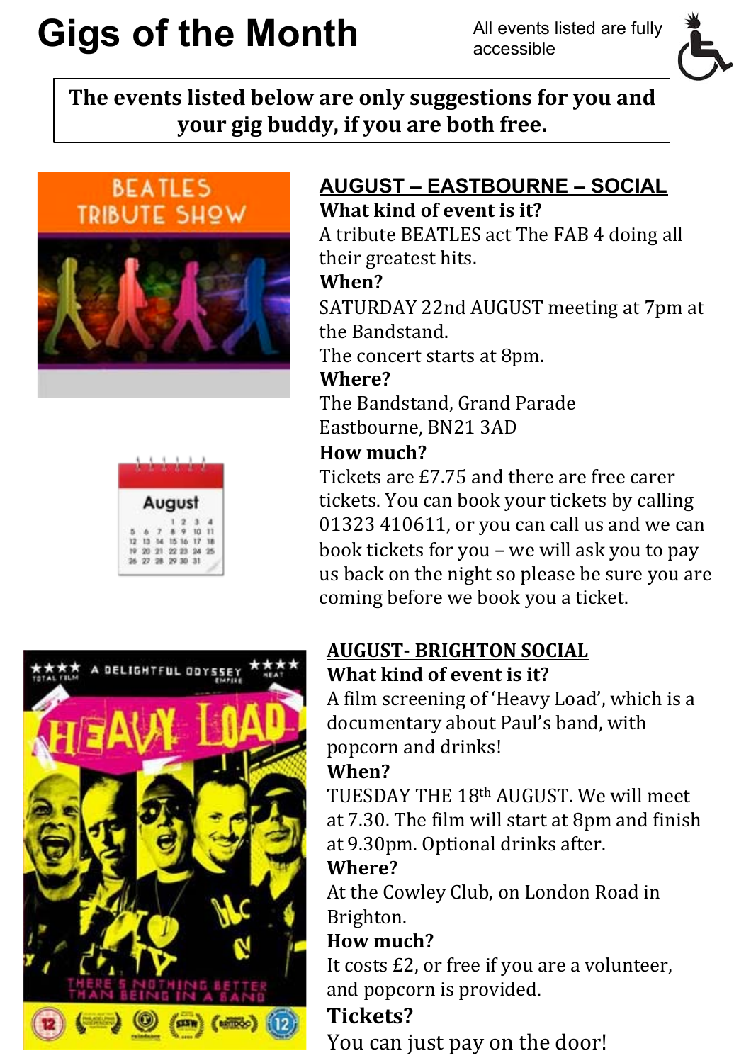# Gigs of the Month

All events listed are fully accessible

**The events listed below are only suggestions for you and your gig buddy, if you are both free.**

## AUGUST – EASTBOURNE – SOCIAL

**What kind of event is it?**

A tribute BEATLES act The FAB 4 doing all their greatest hits.

**When?**

SATURDAY 22nd AUGUST meeting at 7pm at the Bandstand.

The concert starts at 8pm.

**Where?**

The Bandstand, Grand Parade

Eastbourne, BN21 3AD

**How much?**

Tickets are £7.75 and there are free carer tickets. You can book your tickets by calling 01323 410611, or you can call us and we can book tickets for you – we will ask you to pay us back on the night so please be sure you are coming before we book you a ticket.

## AUGUST- BRIGHTON SOCIAL

**What kind of event is it?**

A film screening of 'Heavy Load', which is a documentary about Paul's band, with popcorn and drinks!

**When?**

TUESDAY THE 18th AUGUST. We will meet at 7.30. The film will start at 8pm and finish at 9.30pm. Optional drinks after.

**Where?**

At the Cowley Club, on London Road in Brighton.

**How much?**

It costs £2, or free if you are a volunteer, and popcorn is provided.

**Tickets?**

You can just pay on the door!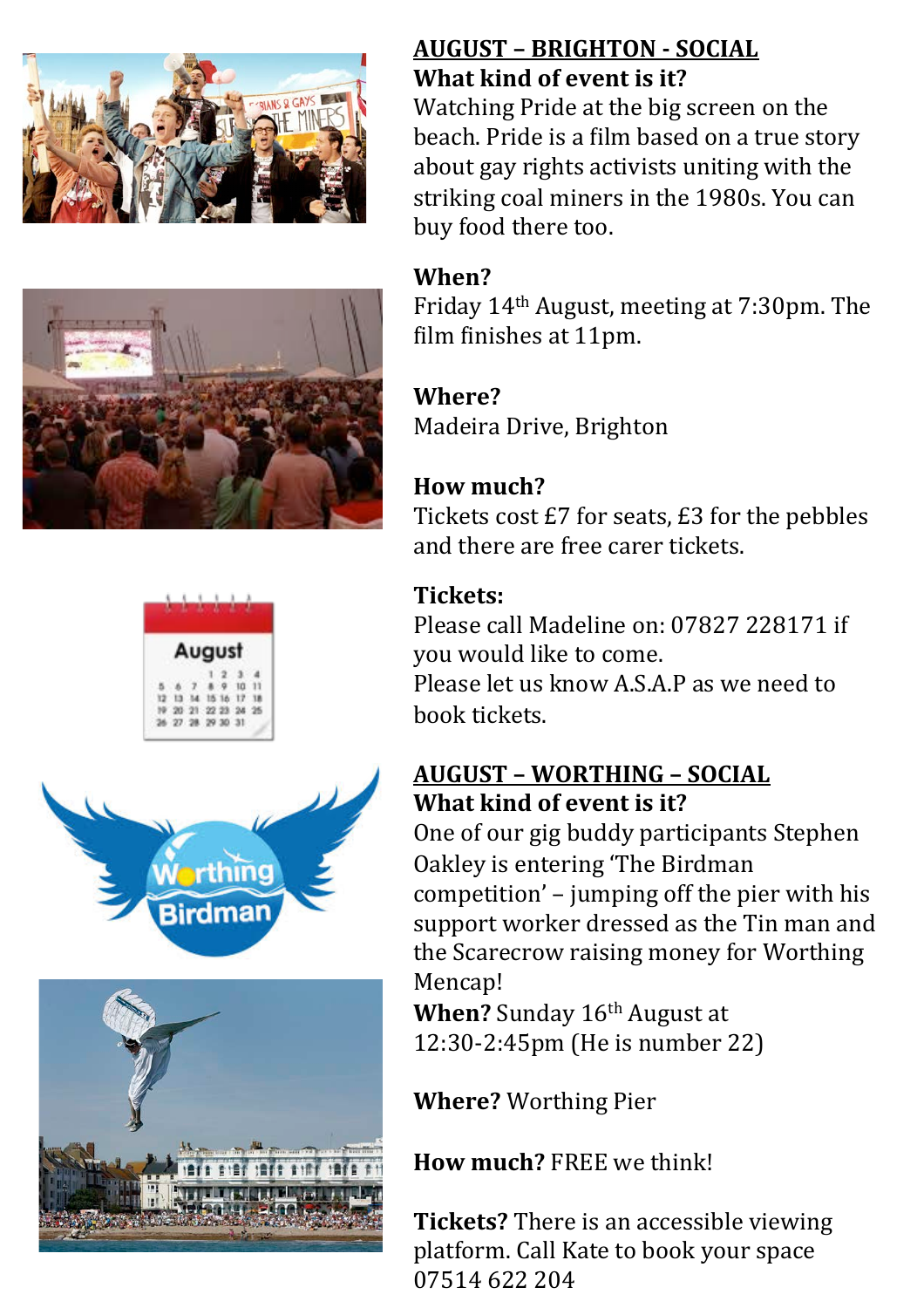## AUGUST – BRIGHTON - SOCIAL

**What kind of event is it?**

Watching Pride at the big screen on the beach. Pride is a film based on a true story about gay rights activists uniting with the striking coal miners in the 1980s. You can buy food there too.

**When?**

Friday 14th August, meeting at 7:30pm. The film finishes at 11pm.

**Where?**

Madeira Drive, Brighton

**How much?**

Tickets cost £7 for seats, £3 for the pebbles and there are free carer tickets.

**Tickets:**

Please call Madeline on: 07827 228171 if you would like to come.

Please let us know A.S.A.P as we need to book tickets.

## AUGUST – WORTHING – SOCIAL

**What kind of event is it?**

One of our gig buddy participants Stephen Oakley is entering 'The Birdman competition' – jumping off the pier with his support worker dressed as the Tin man and the Scarecrow raising money for Worthing Mencap!

**When?** Sunday 16th August at 12:30-2:45pm (He is number 22)

**Where?** Worthing Pier

**How much?** FREE we think!

**Tickets?** There is an accessible viewing platform. Call Kate to book your space 07514 622 204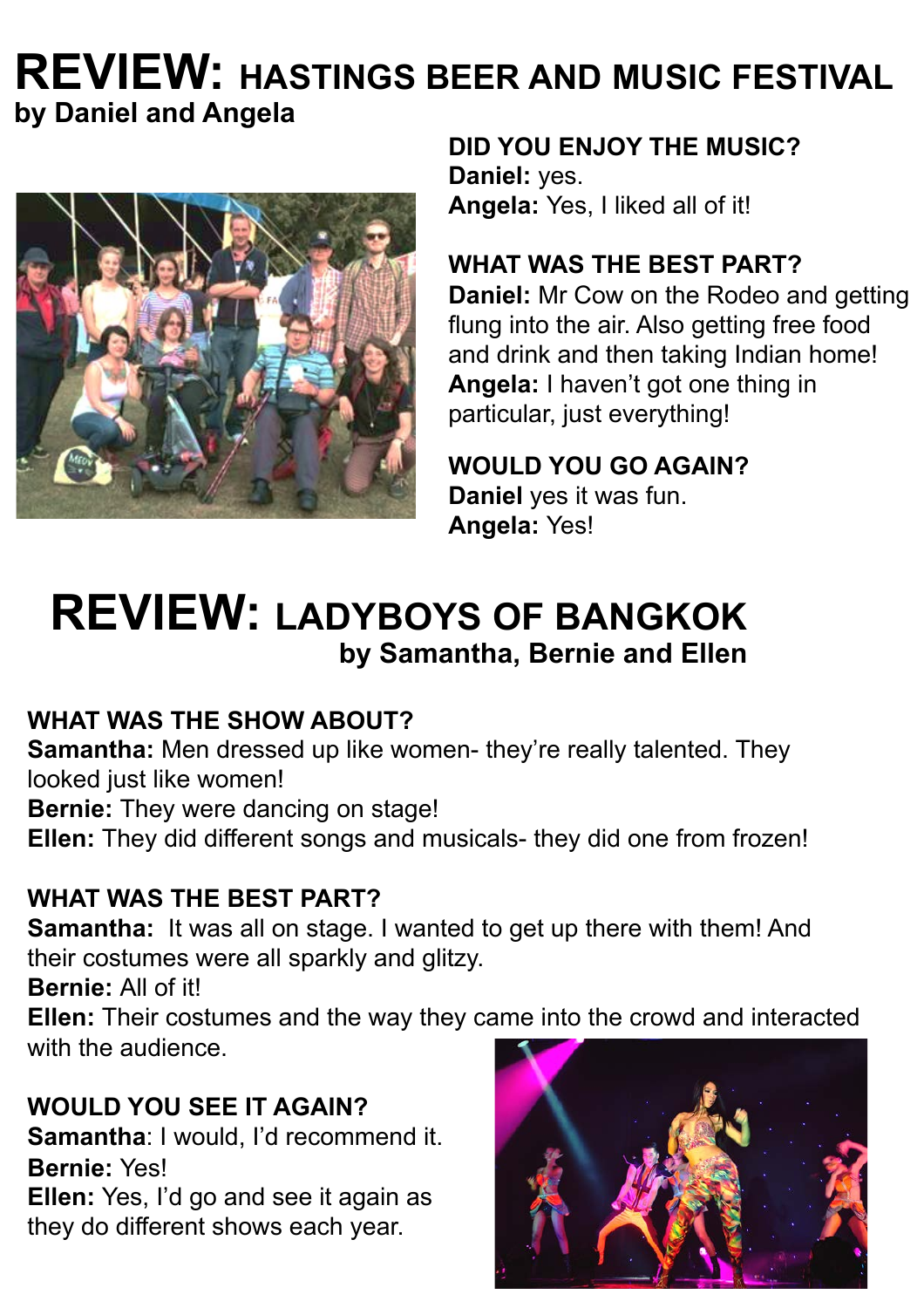# REVIEW: HASTINGS BEER AND MUSIC FESTIVAL

**by Daniel and Angela**

**DID YOU ENJOY THE MUSIC?**
**Daniel:** yes.
**Angela:** Yes, I liked all of it!

**WHAT WAS THE BEST PART?**
**Daniel:** Mr Cow on the Rodeo and getting flung into the air. Also getting free food and drink and then taking Indian home!
**Angela:** I haven't got one thing in particular, just everything!

**WOULD YOU GO AGAIN?**
**Daniel** yes it was fun.
**Angela:** Yes!

# REVIEW: LADYBOYS OF BANGKOK

**by Samantha, Bernie and Ellen**

**WHAT WAS THE SHOW ABOUT?**
**Samantha:** Men dressed up like women- they're really talented. They looked just like women!
**Bernie:** They were dancing on stage!
**Ellen:** They did different songs and musicals- they did one from frozen!

**WHAT WAS THE BEST PART?**
**Samantha:** It was all on stage. I wanted to get up there with them! And their costumes were all sparkly and glitzy.
**Bernie:** All of it!
**Ellen:** Their costumes and the way they came into the crowd and interacted with the audience.

**WOULD YOU SEE IT AGAIN?**
**Samantha**: I would, I'd recommend it.
**Bernie:** Yes!
**Ellen:** Yes, I'd go and see it again as they do different shows each year.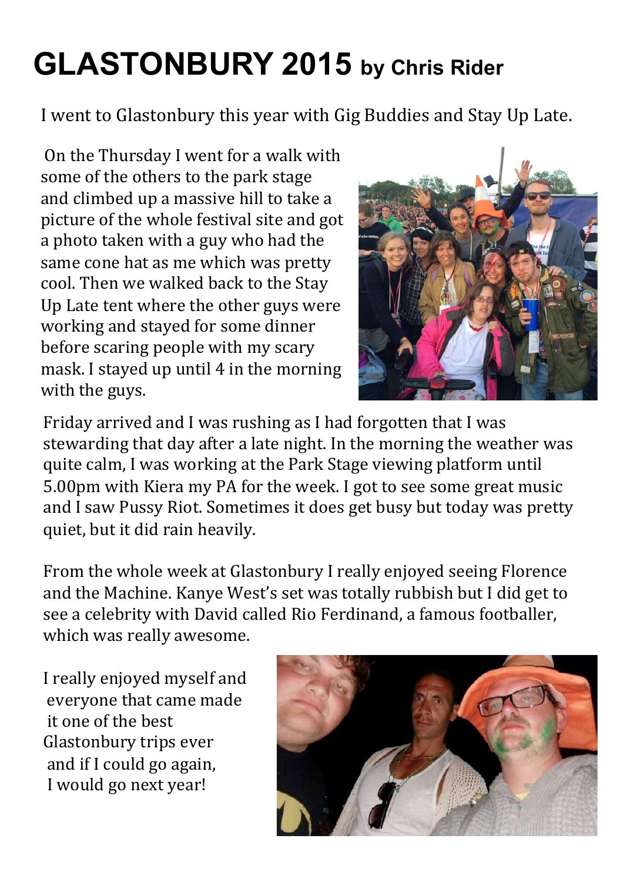# GLASTONBURY 2015 by Chris Rider

I went to Glastonbury this year with Gig Buddies and Stay Up Late.

On the Thursday I went for a walk with some of the others to the park stage and climbed up a massive hill to take a picture of the whole festival site and got a photo taken with a guy who had the same cone hat as me which was pretty cool. Then we walked back to the Stay Up Late tent where the other guys were working and stayed for some dinner before scaring people with my scary mask. I stayed up until 4 in the morning with the guys.

Friday arrived and I was rushing as I had forgotten that I was stewarding that day after a late night. In the morning the weather was quite calm, I was working at the Park Stage viewing platform until 5.00pm with Kiera my PA for the week. I got to see some great music and I saw Pussy Riot. Sometimes it does get busy but today was pretty quiet, but it did rain heavily.

From the whole week at Glastonbury I really enjoyed seeing Florence and the Machine. Kanye West's set was totally rubbish but I did get to see a celebrity with David called Rio Ferdinand, a famous footballer, which was really awesome.

I really enjoyed myself and everyone that came made it one of the best Glastonbury trips ever and if I could go again, I would go next year!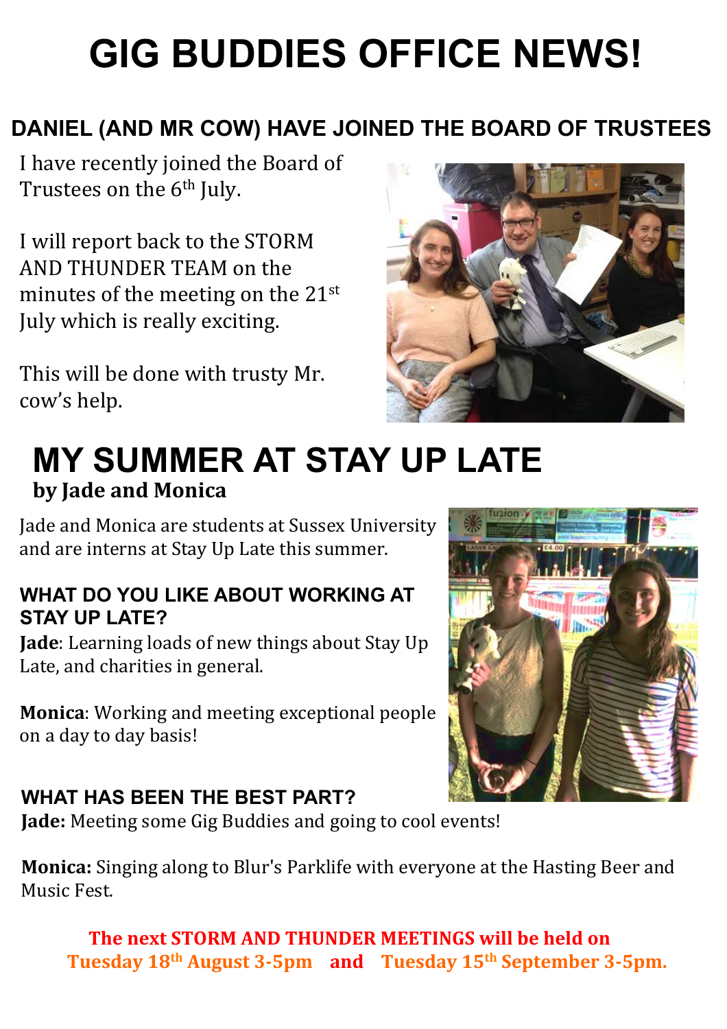# GIG BUDDIES OFFICE NEWS!

## DANIEL (AND MR COW) HAVE JOINED THE BOARD OF TRUSTEES

I have recently joined the Board of Trustees on the 6th July.

I will report back to the STORM AND THUNDER TEAM on the minutes of the meeting on the 21st July which is really exciting.

This will be done with trusty Mr. cow's help.

## MY SUMMER AT STAY UP LATE

**by Jade and Monica**

Jade and Monica are students at Sussex University and are interns at Stay Up Late this summer.

### WHAT DO YOU LIKE ABOUT WORKING AT STAY UP LATE?

**Jade**: Learning loads of new things about Stay Up Late, and charities in general.

**Monica**: Working and meeting exceptional people on a day to day basis!

### WHAT HAS BEEN THE BEST PART?

**Jade:** Meeting some Gig Buddies and going to cool events!

**Monica:** Singing along to Blur's Parklife with everyone at the Hasting Beer and Music Fest.

**The next STORM AND THUNDER MEETINGS will be held on Tuesday 18th August 3-5pm and Tuesday 15th September 3-5pm.**